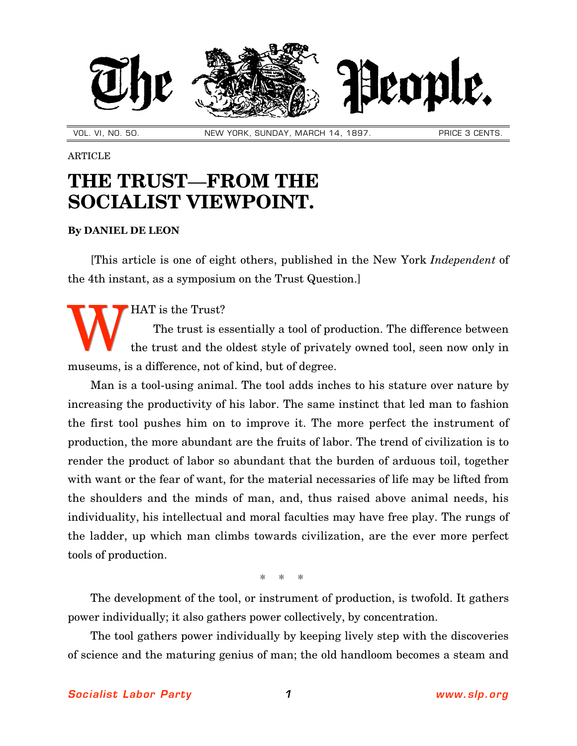# The People.

VOL. VI, NO. 50. NEW YORK, SUNDAY, MARCH 14, 1897. PRICE 3 CENTS.

ARTICLE

## THE TRUST—FROM THE SOCIALIST VIEWPOINT.

**By DANIEL DE LEON**

[This article is one of eight others, published in the New York *Independent* of the 4th instant, as a symposium on the Trust Question.]

WHAT is the Trust?

The trust is essentially a tool of production. The difference between the trust and the oldest style of privately owned tool, seen now only in museums, is a difference, not of kind, but of degree.

Man is a tool-using animal. The tool adds inches to his stature over nature by increasing the productivity of his labor. The same instinct that led man to fashion the first tool pushes him on to improve it. The more perfect the instrument of production, the more abundant are the fruits of labor. The trend of civilization is to render the product of labor so abundant that the burden of arduous toil, together with want or the fear of want, for the material necessaries of life may be lifted from the shoulders and the minds of man, and, thus raised above animal needs, his individuality, his intellectual and moral faculties may have free play. The rungs of the ladder, up which man climbs towards civilization, are the ever more perfect tools of production.

\* \* \*

The development of the tool, or instrument of production, is twofold. It gathers power individually; it also gathers power collectively, by concentration.

The tool gathers power individually by keeping lively step with the discoveries of science and the maturing genius of man; the old handloom becomes a steam and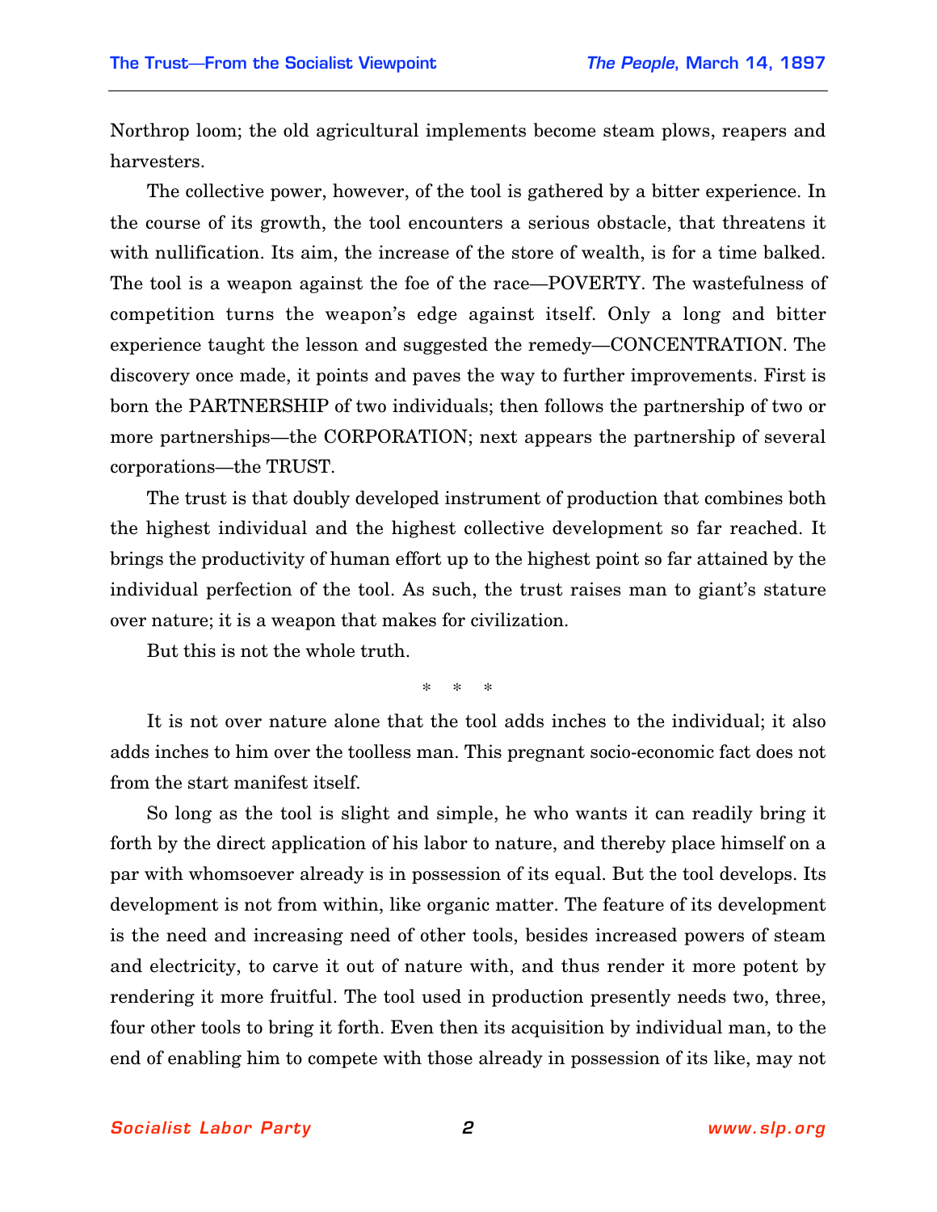Northrop loom; the old agricultural implements become steam plows, reapers and harvesters.

The collective power, however, of the tool is gathered by a bitter experience. In the course of its growth, the tool encounters a serious obstacle, that threatens it with nullification. Its aim, the increase of the store of wealth, is for a time balked. The tool is a weapon against the foe of the race—POVERTY. The wastefulness of competition turns the weapon's edge against itself. Only a long and bitter experience taught the lesson and suggested the remedy—CONCENTRATION. The discovery once made, it points and paves the way to further improvements. First is born the PARTNERSHIP of two individuals; then follows the partnership of two or more partnerships—the CORPORATION; next appears the partnership of several corporations—the TRUST.

The trust is that doubly developed instrument of production that combines both the highest individual and the highest collective development so far reached. It brings the productivity of human effort up to the highest point so far attained by the individual perfection of the tool. As such, the trust raises man to giant's stature over nature; it is a weapon that makes for civilization.

But this is not the whole truth.

\* \* \*

It is not over nature alone that the tool adds inches to the individual; it also adds inches to him over the toolless man. This pregnant socio-economic fact does not from the start manifest itself.

So long as the tool is slight and simple, he who wants it can readily bring it forth by the direct application of his labor to nature, and thereby place himself on a par with whomsoever already is in possession of its equal. But the tool develops. Its development is not from within, like organic matter. The feature of its development is the need and increasing need of other tools, besides increased powers of steam and electricity, to carve it out of nature with, and thus render it more potent by rendering it more fruitful. The tool used in production presently needs two, three, four other tools to bring it forth. Even then its acquisition by individual man, to the end of enabling him to compete with those already in possession of its like, may not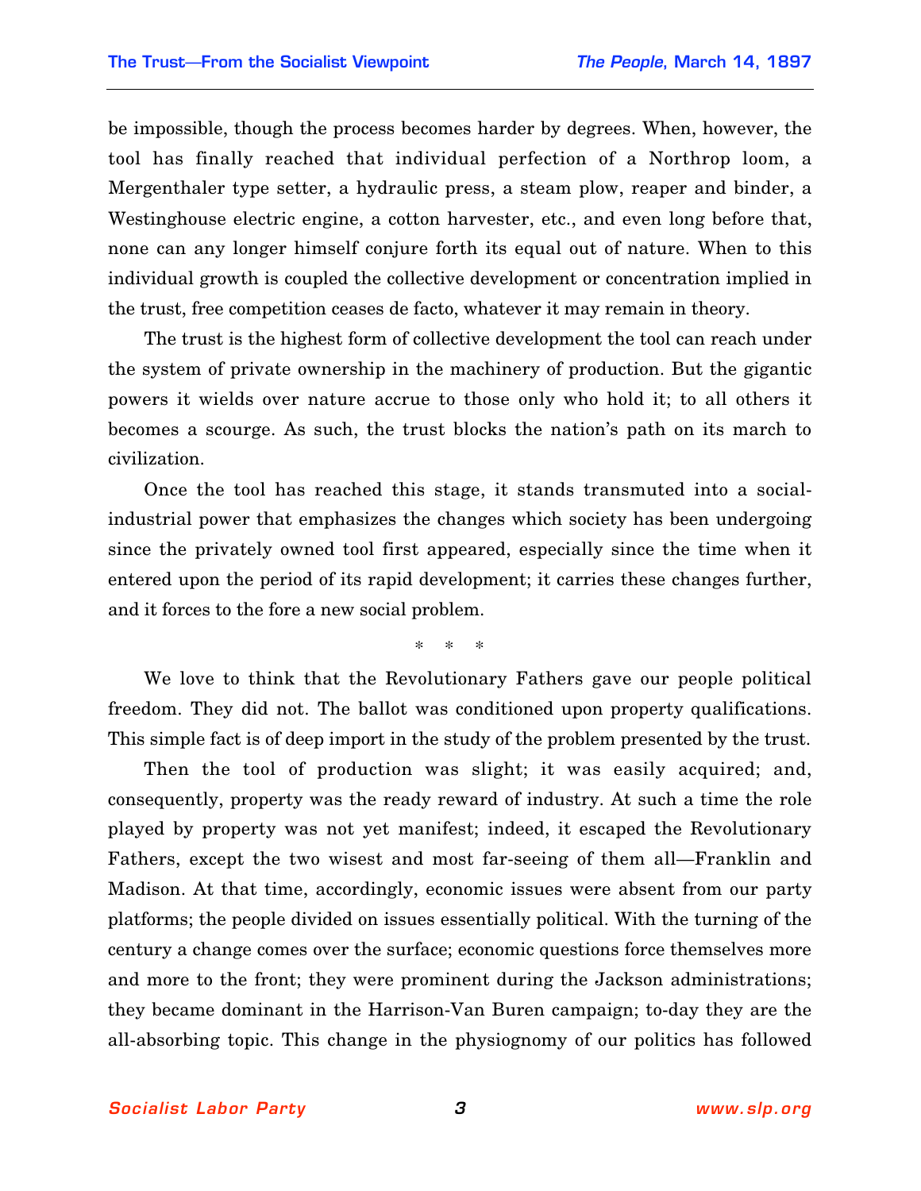be impossible, though the process becomes harder by degrees. When, however, the tool has finally reached that individual perfection of a Northrop loom, a Mergenthaler type setter, a hydraulic press, a steam plow, reaper and binder, a Westinghouse electric engine, a cotton harvester, etc., and even long before that, none can any longer himself conjure forth its equal out of nature. When to this individual growth is coupled the collective development or concentration implied in the trust, free competition ceases de facto, whatever it may remain in theory.

The trust is the highest form of collective development the tool can reach under the system of private ownership in the machinery of production. But the gigantic powers it wields over nature accrue to those only who hold it; to all others it becomes a scourge. As such, the trust blocks the nation's path on its march to civilization.

Once the tool has reached this stage, it stands transmuted into a social-industrial power that emphasizes the changes which society has been undergoing since the privately owned tool first appeared, especially since the time when it entered upon the period of its rapid development; it carries these changes further, and it forces to the fore a new social problem.

\* \* \*

We love to think that the Revolutionary Fathers gave our people political freedom. They did not. The ballot was conditioned upon property qualifications. This simple fact is of deep import in the study of the problem presented by the trust.

Then the tool of production was slight; it was easily acquired; and, consequently, property was the ready reward of industry. At such a time the role played by property was not yet manifest; indeed, it escaped the Revolutionary Fathers, except the two wisest and most far-seeing of them all—Franklin and Madison. At that time, accordingly, economic issues were absent from our party platforms; the people divided on issues essentially political. With the turning of the century a change comes over the surface; economic questions force themselves more and more to the front; they were prominent during the Jackson administrations; they became dominant in the Harrison-Van Buren campaign; to-day they are the all-absorbing topic. This change in the physiognomy of our politics has followed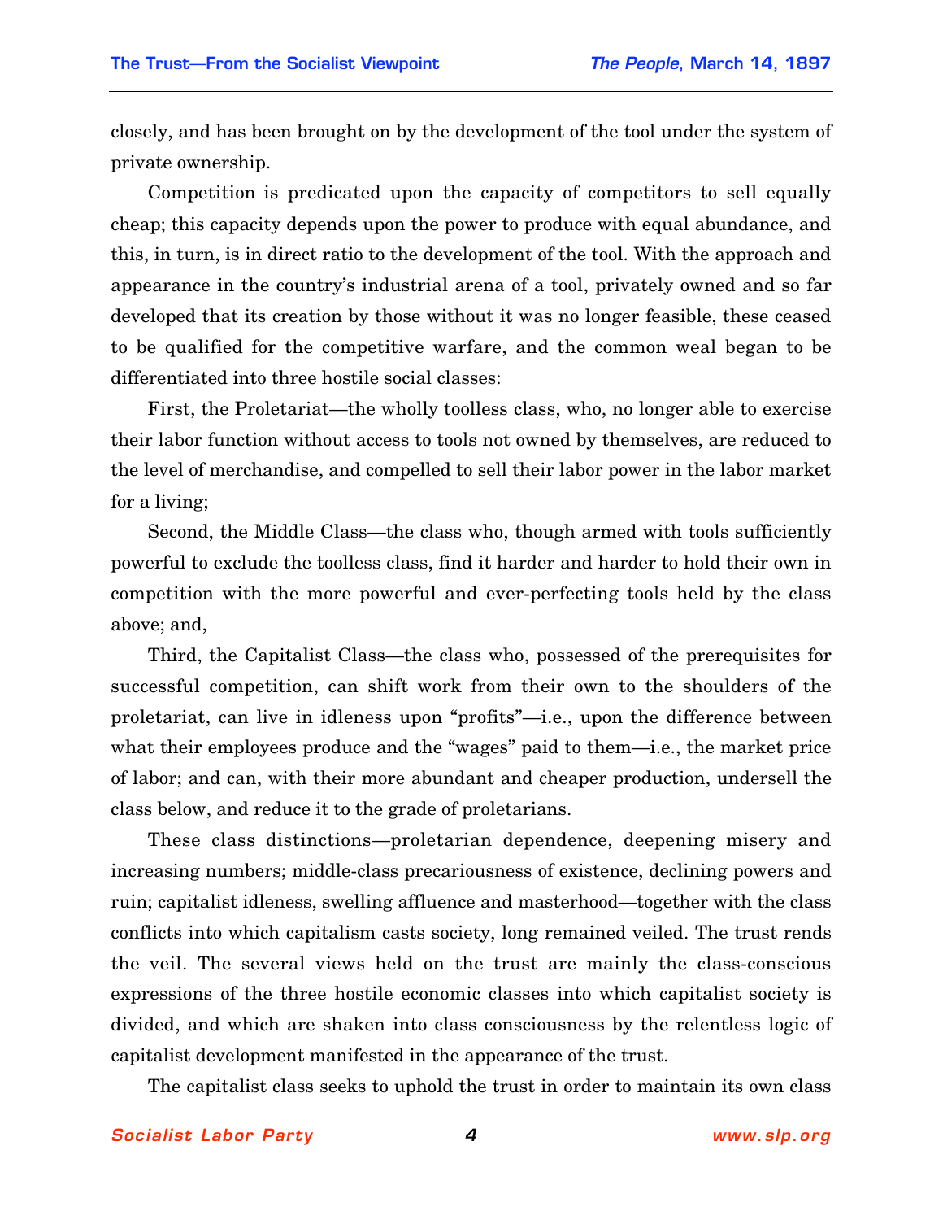closely, and has been brought on by the development of the tool under the system of private ownership.

Competition is predicated upon the capacity of competitors to sell equally cheap; this capacity depends upon the power to produce with equal abundance, and this, in turn, is in direct ratio to the development of the tool. With the approach and appearance in the country's industrial arena of a tool, privately owned and so far developed that its creation by those without it was no longer feasible, these ceased to be qualified for the competitive warfare, and the common weal began to be differentiated into three hostile social classes:

First, the Proletariat—the wholly toolless class, who, no longer able to exercise their labor function without access to tools not owned by themselves, are reduced to the level of merchandise, and compelled to sell their labor power in the labor market for a living;

Second, the Middle Class—the class who, though armed with tools sufficiently powerful to exclude the toolless class, find it harder and harder to hold their own in competition with the more powerful and ever-perfecting tools held by the class above; and,

Third, the Capitalist Class—the class who, possessed of the prerequisites for successful competition, can shift work from their own to the shoulders of the proletariat, can live in idleness upon "profits"—i.e., upon the difference between what their employees produce and the "wages" paid to them—i.e., the market price of labor; and can, with their more abundant and cheaper production, undersell the class below, and reduce it to the grade of proletarians.

These class distinctions—proletarian dependence, deepening misery and increasing numbers; middle-class precariousness of existence, declining powers and ruin; capitalist idleness, swelling affluence and masterhood—together with the class conflicts into which capitalism casts society, long remained veiled. The trust rends the veil. The several views held on the trust are mainly the class-conscious expressions of the three hostile economic classes into which capitalist society is divided, and which are shaken into class consciousness by the relentless logic of capitalist development manifested in the appearance of the trust.

The capitalist class seeks to uphold the trust in order to maintain its own class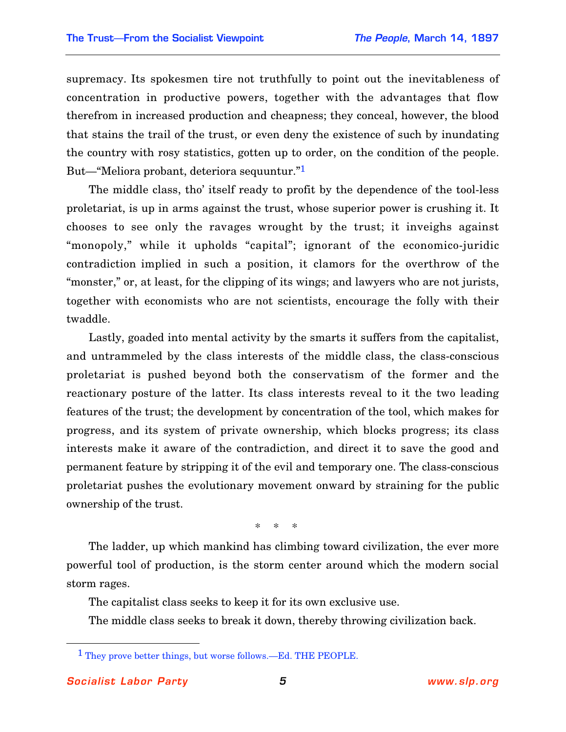supremacy. Its spokesmen tire not truthfully to point out the inevitableness of concentration in productive powers, together with the advantages that flow therefrom in increased production and cheapness; they conceal, however, the blood that stains the trail of the trust, or even deny the existence of such by inundating the country with rosy statistics, gotten up to order, on the condition of the people. But—"Meliora probant, deteriora sequuntur."[1]

The middle class, tho' itself ready to profit by the dependence of the tool-less proletariat, is up in arms against the trust, whose superior power is crushing it. It chooses to see only the ravages wrought by the trust; it inveighs against "monopoly," while it upholds "capital"; ignorant of the economico-juridic contradiction implied in such a position, it clamors for the overthrow of the "monster," or, at least, for the clipping of its wings; and lawyers who are not jurists, together with economists who are not scientists, encourage the folly with their twaddle.

Lastly, goaded into mental activity by the smarts it suffers from the capitalist, and untrammeled by the class interests of the middle class, the class-conscious proletariat is pushed beyond both the conservatism of the former and the reactionary posture of the latter. Its class interests reveal to it the two leading features of the trust; the development by concentration of the tool, which makes for progress, and its system of private ownership, which blocks progress; its class interests make it aware of the contradiction, and direct it to save the good and permanent feature by stripping it of the evil and temporary one. The class-conscious proletariat pushes the evolutionary movement onward by straining for the public ownership of the trust.

\* \* \*

The ladder, up which mankind has climbing toward civilization, the ever more powerful tool of production, is the storm center around which the modern social storm rages.

The capitalist class seeks to keep it for its own exclusive use.

The middle class seeks to break it down, thereby throwing civilization back.

---

[1] They prove better things, but worse follows.—Ed. THE PEOPLE.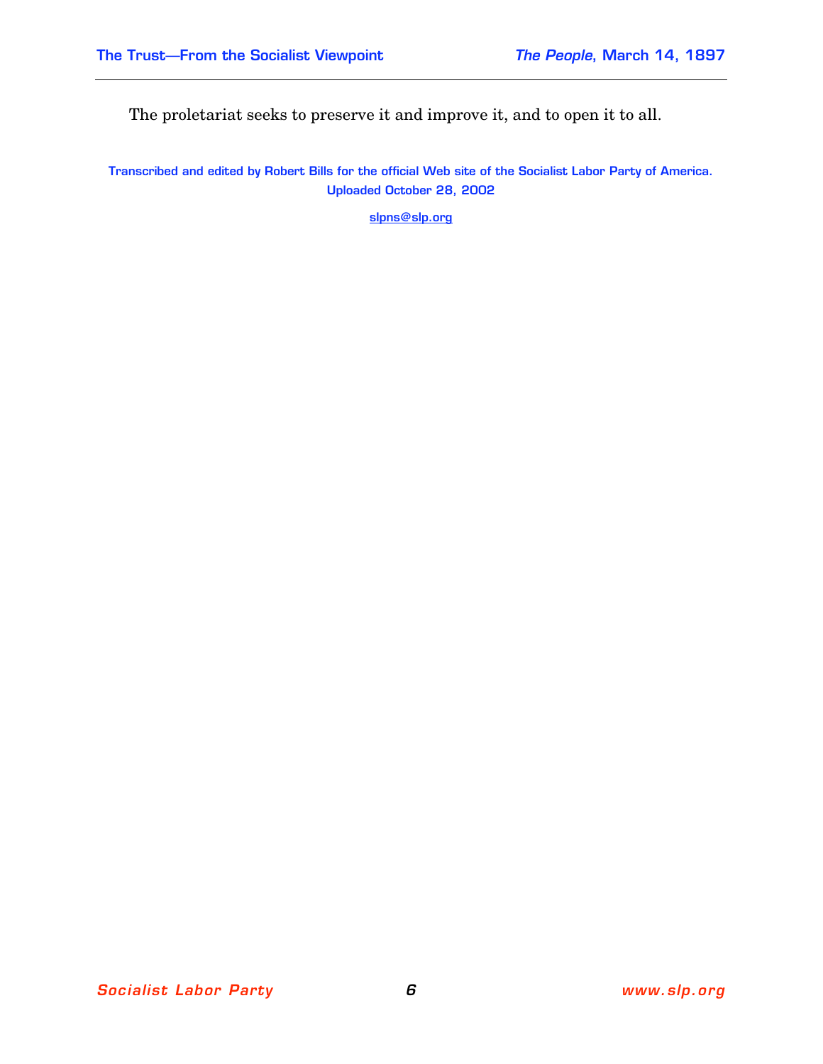The proletariat seeks to preserve it and improve it, and to open it to all.

Transcribed and edited by Robert Bills for the official Web site of the Socialist Labor Party of America.
Uploaded October 28, 2002

slpns@slp.org